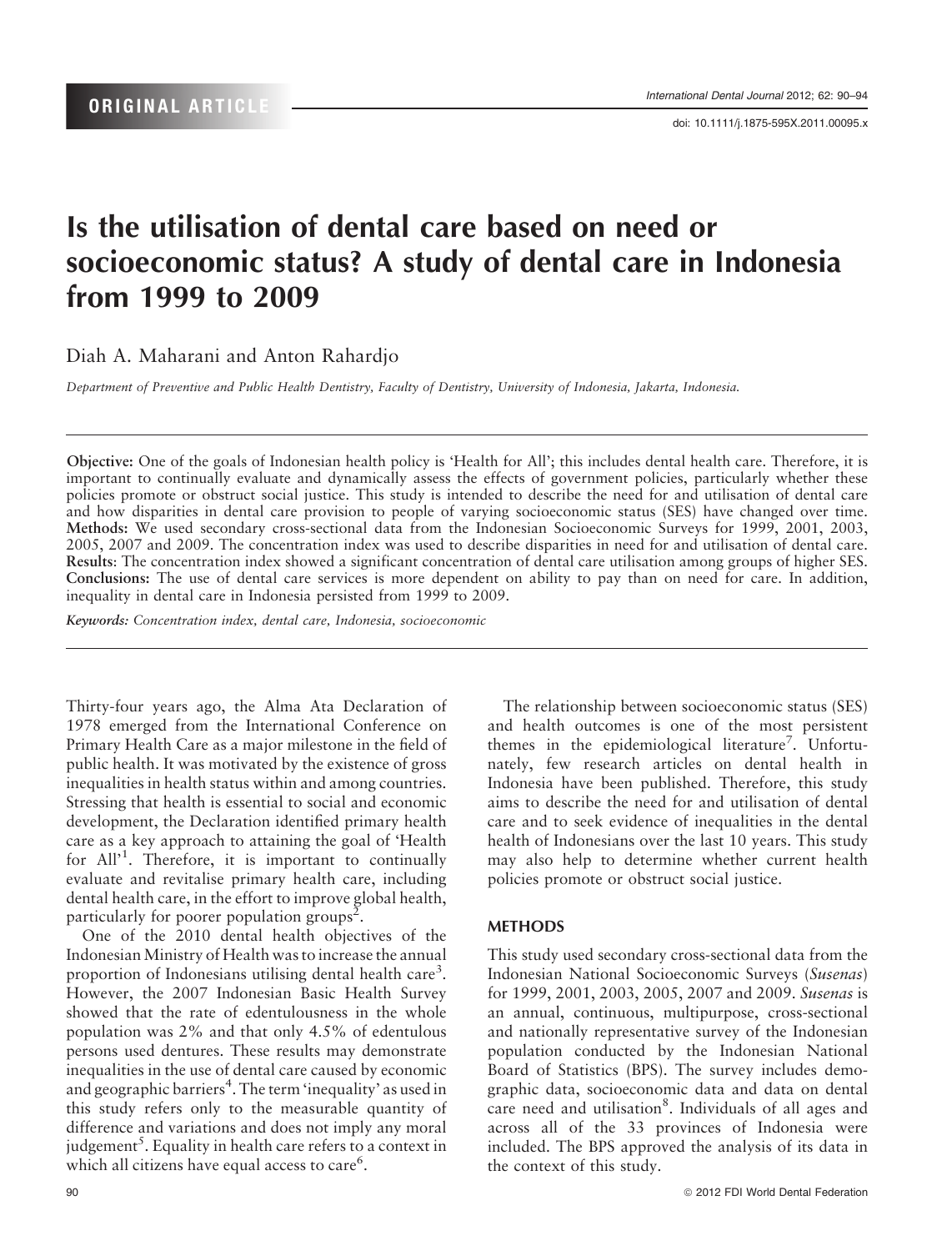ORIGINAL ARTICLE

# Is the utilisation of dental care based on need or socioeconomic status? A study of dental care in Indonesia from 1999 to 2009

Diah A. Maharani and Anton Rahardjo

*Department of Preventive and Public Health Dentistry, Faculty of Dentistry, University of Indonesia, Jakarta, Indonesia.*

**Objective:** One of the goals of Indonesian health policy is 'Health for All'; this includes dental health care. Therefore, it is important to continually evaluate and dynamically assess the effects of government policies, particularly whether these policies promote or obstruct social justice. This study is intended to describe the need for and utilisation of dental care and how disparities in dental care provision to people of varying socioeconomic status (SES) have changed over time. **Methods:** We used secondary cross-sectional data from the Indonesian Socioeconomic Surveys for 1999, 2001, 2003, 2005, 2007 and 2009. The concentration index was used to describe disparities in need for and utilisation of dental care. **Results**: The concentration index showed a significant concentration of dental care utilisation among groups of higher SES. **Conclusions:** The use of dental care services is more dependent on ability to pay than on need for care. In addition, inequality in dental care in Indonesia persisted from 1999 to 2009.

*Keywords: Concentration index, dental care, Indonesia, socioeconomic*

Thirty-four years ago, the Alma Ata Declaration of 1978 emerged from the International Conference on Primary Health Care as a major milestone in the field of public health. It was motivated by the existence of gross inequalities in health status within and among countries. Stressing that health is essential to social and economic development, the Declaration identified primary health care as a key approach to attaining the goal of 'Health for All'[1]. Therefore, it is important to continually evaluate and revitalise primary health care, including dental health care, in the effort to improve global health, particularly for poorer population groups[2].

One of the 2010 dental health objectives of the Indonesian Ministry of Health was to increase the annual proportion of Indonesians utilising dental health care[3]. However, the 2007 Indonesian Basic Health Survey showed that the rate of edentulousness in the whole population was 2% and that only 4.5% of edentulous persons used dentures. These results may demonstrate inequalities in the use of dental care caused by economic and geographic barriers[4]. The term 'inequality' as used in this study refers only to the measurable quantity of difference and variations and does not imply any moral judgement[5]. Equality in health care refers to a context in which all citizens have equal access to care[6].

The relationship between socioeconomic status (SES) and health outcomes is one of the most persistent themes in the epidemiological literature[7]. Unfortunately, few research articles on dental health in Indonesia have been published. Therefore, this study aims to describe the need for and utilisation of dental care and to seek evidence of inequalities in the dental health of Indonesians over the last 10 years. This study may also help to determine whether current health policies promote or obstruct social justice.

## METHODS

This study used secondary cross-sectional data from the Indonesian National Socioeconomic Surveys (*Susenas*) for 1999, 2001, 2003, 2005, 2007 and 2009. *Susenas* is an annual, continuous, multipurpose, cross-sectional and nationally representative survey of the Indonesian population conducted by the Indonesian National Board of Statistics (BPS). The survey includes demographic data, socioeconomic data and data on dental care need and utilisation[8]. Individuals of all ages and across all of the 33 provinces of Indonesia were included. The BPS approved the analysis of its data in the context of this study.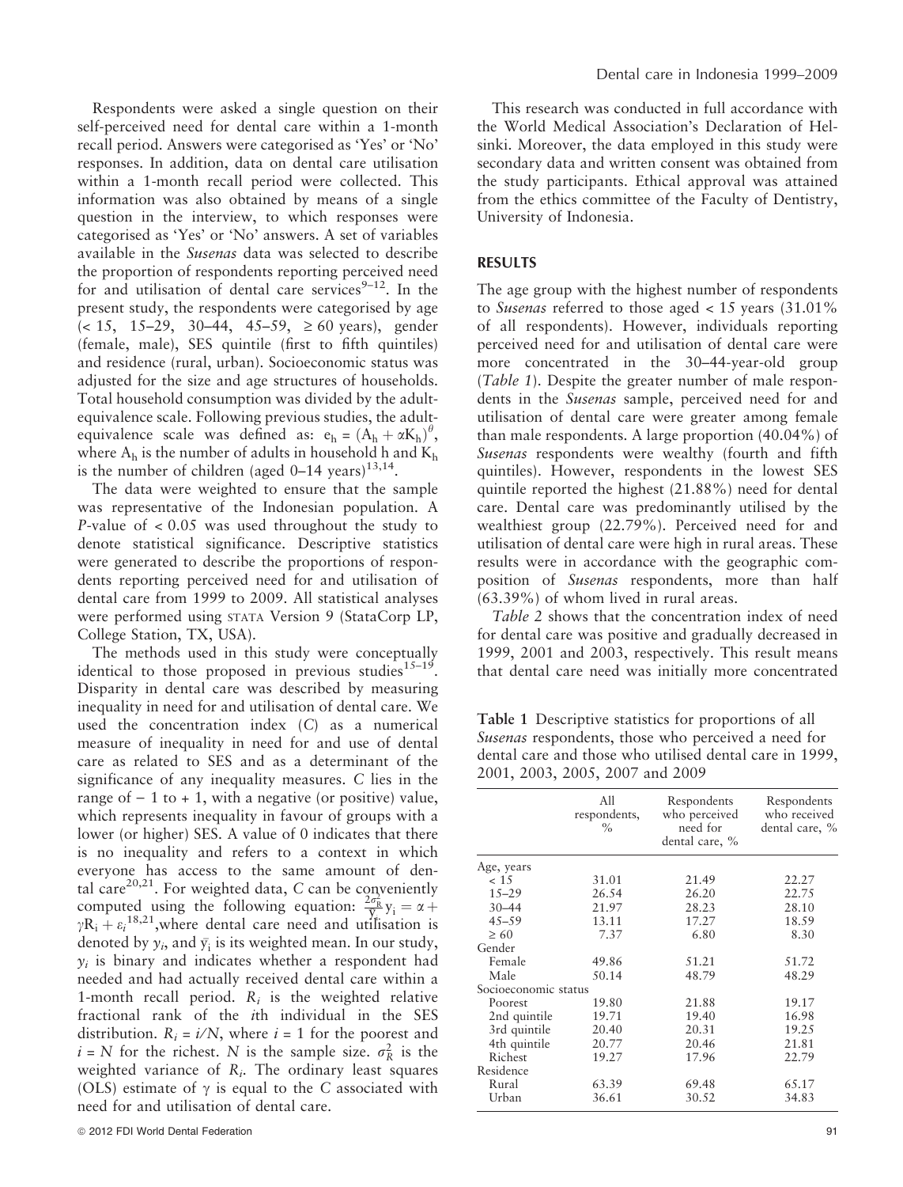Respondents were asked a single question on their self-perceived need for dental care within a 1-month recall period. Answers were categorised as 'Yes' or 'No' responses. In addition, data on dental care utilisation within a 1-month recall period were collected. This information was also obtained by means of a single question in the interview, to which responses were categorised as 'Yes' or 'No' answers. A set of variables available in the *Susenas* data was selected to describe the proportion of respondents reporting perceived need for and utilisation of dental care services[9–12]. In the present study, the respondents were categorised by age (< 15, 15–29, 30–44, 45–59, ≥ 60 years), gender (female, male), SES quintile (first to fifth quintiles) and residence (rural, urban). Socioeconomic status was adjusted for the size and age structures of households. Total household consumption was divided by the adult-equivalence scale. Following previous studies, the adult-equivalence scale was defined as: $e_h = (A_h + \alpha K_h)^{\theta}$, where $A_h$ is the number of adults in household h and $K_h$ is the number of children (aged 0–14 years)[13,14].

The data were weighted to ensure that the sample was representative of the Indonesian population. A *P*-value of < 0.05 was used throughout the study to denote statistical significance. Descriptive statistics were generated to describe the proportions of respondents reporting perceived need for and utilisation of dental care from 1999 to 2009. All statistical analyses were performed using STATA Version 9 (StataCorp LP, College Station, TX, USA).

The methods used in this study were conceptually identical to those proposed in previous studies[15–19]. Disparity in dental care was described by measuring inequality in need for and utilisation of dental care. We used the concentration index (*C*) as a numerical measure of inequality in need for and use of dental care as related to SES and as a determinant of the significance of any inequality measures. *C* lies in the range of − 1 to + 1, with a negative (or positive) value, which represents inequality in favour of groups with a lower (or higher) SES. A value of 0 indicates that there is no inequality and refers to a context in which everyone has access to the same amount of dental care[20,21]. For weighted data, *C* can be conveniently computed using the following equation: $\frac{2\sigma_R^2}{\bar{y}_i} y_i = \alpha + \gamma R_i + \varepsilon_i$[18,21], where dental care need and utilisation is denoted by $y_i$, and $\bar{y}_i$ is its weighted mean. In our study, $y_i$ is binary and indicates whether a respondent had needed and had actually received dental care within a 1-month recall period. $R_i$ is the weighted relative fractional rank of the *i*th individual in the SES distribution. $R_i = i/N$, where $i = 1$ for the poorest and $i = N$ for the richest. *N* is the sample size. $\sigma_R^2$ is the weighted variance of $R_i$. The ordinary least squares (OLS) estimate of $\gamma$ is equal to the *C* associated with need for and utilisation of dental care.

This research was conducted in full accordance with the World Medical Association's Declaration of Helsinki. Moreover, the data employed in this study were secondary data and written consent was obtained from the study participants. Ethical approval was attained from the ethics committee of the Faculty of Dentistry, University of Indonesia.

## RESULTS

The age group with the highest number of respondents to *Susenas* referred to those aged < 15 years (31.01% of all respondents). However, individuals reporting perceived need for and utilisation of dental care were more concentrated in the 30–44-year-old group (*Table 1*). Despite the greater number of male respondents in the *Susenas* sample, perceived need for and utilisation of dental care were greater among female than male respondents. A large proportion (40.04%) of *Susenas* respondents were wealthy (fourth and fifth quintiles). However, respondents in the lowest SES quintile reported the highest (21.88%) need for dental care. Dental care was predominantly utilised by the wealthiest group (22.79%). Perceived need for and utilisation of dental care were high in rural areas. These results were in accordance with the geographic composition of *Susenas* respondents, more than half (63.39%) of whom lived in rural areas.

*Table 2* shows that the concentration index of need for dental care was positive and gradually decreased in 1999, 2001 and 2003, respectively. This result means that dental care need was initially more concentrated

**Table 1** Descriptive statistics for proportions of all *Susenas* respondents, those who perceived a need for dental care and those who utilised dental care in 1999, 2001, 2003, 2005, 2007 and 2009

| | All respondents, % | Respondents who perceived need for dental care, % | Respondents who received dental care, % |
|---|---|---|---|
| Age, years | | | |
| < 15 | 31.01 | 21.49 | 22.27 |
| 15–29 | 26.54 | 26.20 | 22.75 |
| 30–44 | 21.97 | 28.23 | 28.10 |
| 45–59 | 13.11 | 17.27 | 18.59 |
| ≥ 60 | 7.37 | 6.80 | 8.30 |
| Gender | | | |
| Female | 49.86 | 51.21 | 51.72 |
| Male | 50.14 | 48.79 | 48.29 |
| Socioeconomic status | | | |
| Poorest | 19.80 | 21.88 | 19.17 |
| 2nd quintile | 19.71 | 19.40 | 16.98 |
| 3rd quintile | 20.40 | 20.31 | 19.25 |
| 4th quintile | 20.77 | 20.46 | 21.81 |
| Richest | 19.27 | 17.96 | 22.79 |
| Residence | | | |
| Rural | 63.39 | 69.48 | 65.17 |
| Urban | 36.61 | 30.52 | 34.83 |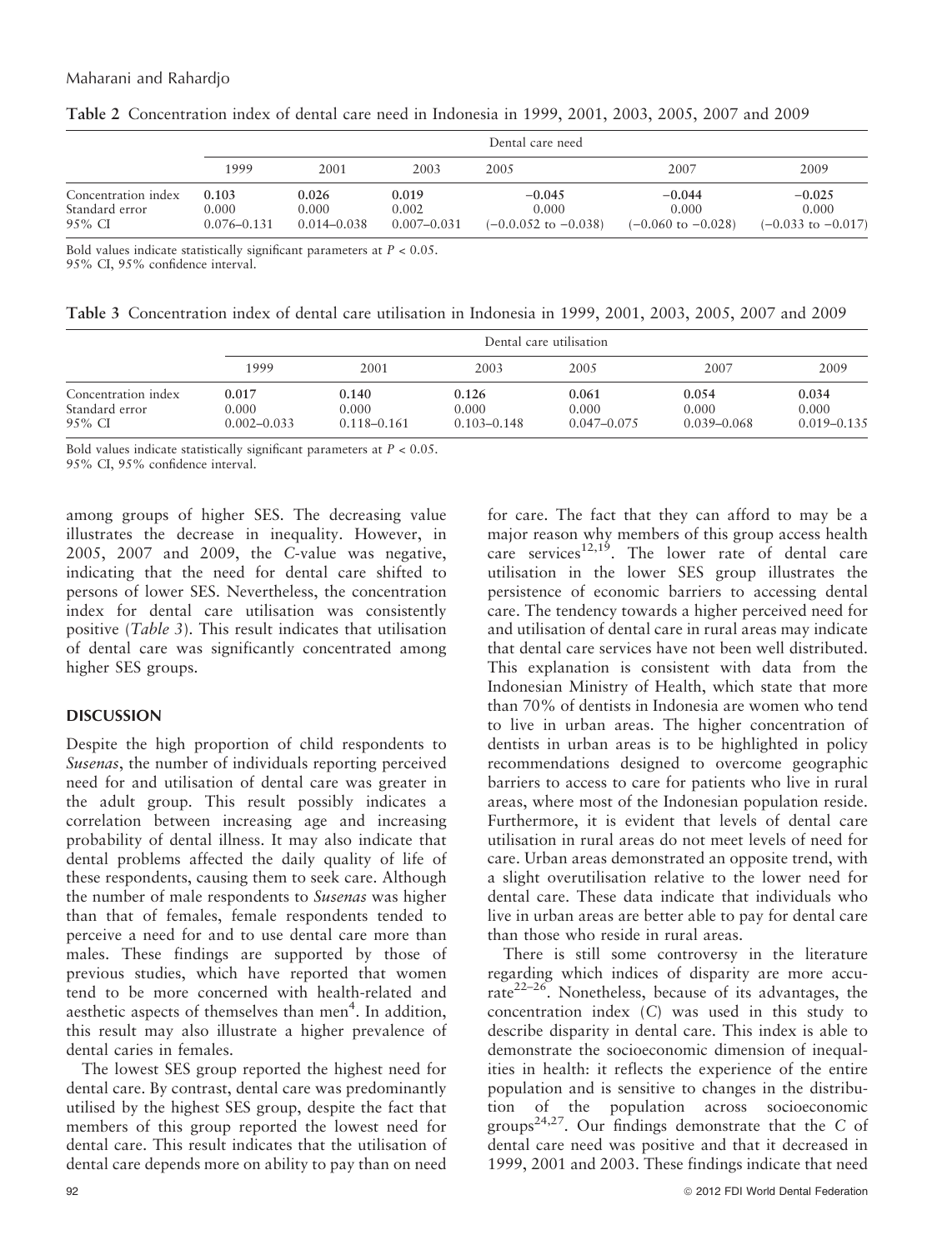**Table 2** Concentration index of dental care need in Indonesia in 1999, 2001, 2003, 2005, 2007 and 2009

| | Dental care need | | | | | |
|---|---|---|---|---|---|---|
| | 1999 | 2001 | 2003 | 2005 | 2007 | 2009 |
| Concentration index | **0.103** | **0.026** | **0.019** | **−0.045** | **−0.044** | **−0.025** |
| Standard error | 0.000 | 0.000 | 0.002 | 0.000 | 0.000 | 0.000 |
| 95% CI | 0.076–0.131 | 0.014–0.038 | 0.007–0.031 | (−0.0.052 to −0.038) | (−0.060 to −0.028) | (−0.033 to −0.017) |

Bold values indicate statistically significant parameters at $P < 0.05$.
95% CI, 95% confidence interval.

**Table 3** Concentration index of dental care utilisation in Indonesia in 1999, 2001, 2003, 2005, 2007 and 2009

| | Dental care utilisation | | | | | |
|---|---|---|---|---|---|---|
| | 1999 | 2001 | 2003 | 2005 | 2007 | 2009 |
| Concentration index | **0.017** | **0.140** | **0.126** | **0.061** | **0.054** | **0.034** |
| Standard error | 0.000 | 0.000 | 0.000 | 0.000 | 0.000 | 0.000 |
| 95% CI | 0.002–0.033 | 0.118–0.161 | 0.103–0.148 | 0.047–0.075 | 0.039–0.068 | 0.019–0.135 |

Bold values indicate statistically significant parameters at $P < 0.05$.
95% CI, 95% confidence interval.

among groups of higher SES. The decreasing value illustrates the decrease in inequality. However, in 2005, 2007 and 2009, the *C*-value was negative, indicating that the need for dental care shifted to persons of lower SES. Nevertheless, the concentration index for dental care utilisation was consistently positive (*Table 3*). This result indicates that utilisation of dental care was significantly concentrated among higher SES groups.

## DISCUSSION

Despite the high proportion of child respondents to *Susenas*, the number of individuals reporting perceived need for and utilisation of dental care was greater in the adult group. This result possibly indicates a correlation between increasing age and increasing probability of dental illness. It may also indicate that dental problems affected the daily quality of life of these respondents, causing them to seek care. Although the number of male respondents to *Susenas* was higher than that of females, female respondents tended to perceive a need for and to use dental care more than males. These findings are supported by those of previous studies, which have reported that women tend to be more concerned with health-related and aesthetic aspects of themselves than men[4]. In addition, this result may also illustrate a higher prevalence of dental caries in females.

The lowest SES group reported the highest need for dental care. By contrast, dental care was predominantly utilised by the highest SES group, despite the fact that members of this group reported the lowest need for dental care. This result indicates that the utilisation of dental care depends more on ability to pay than on need for care. The fact that they can afford to may be a major reason why members of this group access health care services[12,19]. The lower rate of dental care utilisation in the lower SES group illustrates the persistence of economic barriers to accessing dental care. The tendency towards a higher perceived need for and utilisation of dental care in rural areas may indicate that dental care services have not been well distributed. This explanation is consistent with data from the Indonesian Ministry of Health, which state that more than 70% of dentists in Indonesia are women who tend to live in urban areas. The higher concentration of dentists in urban areas is to be highlighted in policy recommendations designed to overcome geographic barriers to access to care for patients who live in rural areas, where most of the Indonesian population reside. Furthermore, it is evident that levels of dental care utilisation in rural areas do not meet levels of need for care. Urban areas demonstrated an opposite trend, with a slight overutilisation relative to the lower need for dental care. These data indicate that individuals who live in urban areas are better able to pay for dental care than those who reside in rural areas.

There is still some controversy in the literature regarding which indices of disparity are more accurate[22–26]. Nonetheless, because of its advantages, the concentration index (*C*) was used in this study to describe disparity in dental care. This index is able to demonstrate the socioeconomic dimension of inequalities in health: it reflects the experience of the entire population and is sensitive to changes in the distribution of the population across socioeconomic groups[24,27]. Our findings demonstrate that the *C* of dental care need was positive and that it decreased in 1999, 2001 and 2003. These findings indicate that need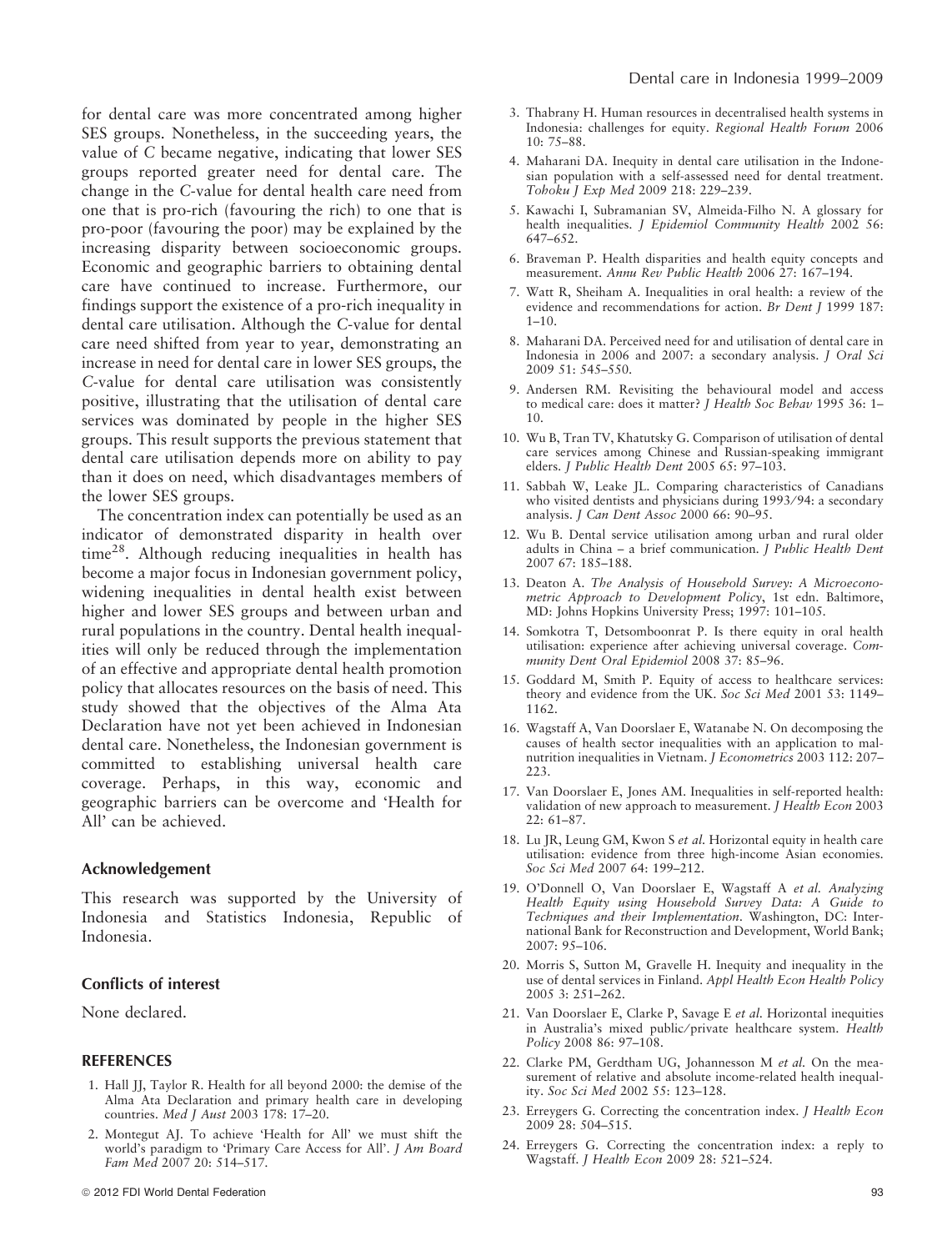for dental care was more concentrated among higher SES groups. Nonetheless, in the succeeding years, the value of *C* became negative, indicating that lower SES groups reported greater need for dental care. The change in the *C*-value for dental health care need from one that is pro-rich (favouring the rich) to one that is pro-poor (favouring the poor) may be explained by the increasing disparity between socioeconomic groups. Economic and geographic barriers to obtaining dental care have continued to increase. Furthermore, our findings support the existence of a pro-rich inequality in dental care utilisation. Although the *C*-value for dental care need shifted from year to year, demonstrating an increase in need for dental care in lower SES groups, the *C*-value for dental care utilisation was consistently positive, illustrating that the utilisation of dental care services was dominated by people in the higher SES groups. This result supports the previous statement that dental care utilisation depends more on ability to pay than it does on need, which disadvantages members of the lower SES groups.

The concentration index can potentially be used as an indicator of demonstrated disparity in health over time[28]. Although reducing inequalities in health has become a major focus in Indonesian government policy, widening inequalities in dental health exist between higher and lower SES groups and between urban and rural populations in the country. Dental health inequalities will only be reduced through the implementation of an effective and appropriate dental health promotion policy that allocates resources on the basis of need. This study showed that the objectives of the Alma Ata Declaration have not yet been achieved in Indonesian dental care. Nonetheless, the Indonesian government is committed to establishing universal health care coverage. Perhaps, in this way, economic and geographic barriers can be overcome and 'Health for All' can be achieved.

## Acknowledgement

This research was supported by the University of Indonesia and Statistics Indonesia, Republic of Indonesia.

## Conflicts of interest

None declared.

## REFERENCES

1. Hall JJ, Taylor R. Health for all beyond 2000: the demise of the Alma Ata Declaration and primary health care in developing countries. *Med J Aust* 2003 178: 17–20.
2. Montegut AJ. To achieve 'Health for All' we must shift the world's paradigm to 'Primary Care Access for All'. *J Am Board Fam Med* 2007 20: 514–517.
3. Thabrany H. Human resources in decentralised health systems in Indonesia: challenges for equity. *Regional Health Forum* 2006 10: 75–88.
4. Maharani DA. Inequity in dental care utilisation in the Indonesian population with a self-assessed need for dental treatment. *Tohoku J Exp Med* 2009 218: 229–239.
5. Kawachi I, Subramanian SV, Almeida-Filho N. A glossary for health inequalities. *J Epidemiol Community Health* 2002 56: 647–652.
6. Braveman P. Health disparities and health equity concepts and measurement. *Annu Rev Public Health* 2006 27: 167–194.
7. Watt R, Sheiham A. Inequalities in oral health: a review of the evidence and recommendations for action. *Br Dent J* 1999 187: 1–10.
8. Maharani DA. Perceived need for and utilisation of dental care in Indonesia in 2006 and 2007: a secondary analysis. *J Oral Sci* 2009 51: 545–550.
9. Andersen RM. Revisiting the behavioural model and access to medical care: does it matter? *J Health Soc Behav* 1995 36: 1–10.
10. Wu B, Tran TV, Khatutsky G. Comparison of utilisation of dental care services among Chinese and Russian-speaking immigrant elders. *J Public Health Dent* 2005 65: 97–103.
11. Sabbah W, Leake JL. Comparing characteristics of Canadians who visited dentists and physicians during 1993/94: a secondary analysis. *J Can Dent Assoc* 2000 66: 90–95.
12. Wu B. Dental service utilisation among urban and rural older adults in China – a brief communication. *J Public Health Dent* 2007 67: 185–188.
13. Deaton A. *The Analysis of Household Survey: A Microeconometric Approach to Development Policy*, 1st edn. Baltimore, MD: Johns Hopkins University Press; 1997: 101–105.
14. Somkotra T, Detsomboonrat P. Is there equity in oral health utilisation: experience after achieving universal coverage. *Community Dent Oral Epidemiol* 2008 37: 85–96.
15. Goddard M, Smith P. Equity of access to healthcare services: theory and evidence from the UK. *Soc Sci Med* 2001 53: 1149–1162.
16. Wagstaff A, Van Doorslaer E, Watanabe N. On decomposing the causes of health sector inequalities with an application to malnutrition inequalities in Vietnam. *J Econometrics* 2003 112: 207–223.
17. Van Doorslaer E, Jones AM. Inequalities in self-reported health: validation of new approach to measurement. *J Health Econ* 2003 22: 61–87.
18. Lu JR, Leung GM, Kwon S *et al.* Horizontal equity in health care utilisation: evidence from three high-income Asian economies. *Soc Sci Med* 2007 64: 199–212.
19. O'Donnell O, Van Doorslaer E, Wagstaff A *et al. Analyzing Health Equity using Household Survey Data: A Guide to Techniques and their Implementation*. Washington, DC: International Bank for Reconstruction and Development, World Bank; 2007: 95–106.
20. Morris S, Sutton M, Gravelle H. Inequity and inequality in the use of dental services in Finland. *Appl Health Econ Health Policy* 2005 3: 251–262.
21. Van Doorslaer E, Clarke P, Savage E *et al.* Horizontal inequities in Australia's mixed public/private healthcare system. *Health Policy* 2008 86: 97–108.
22. Clarke PM, Gerdtham UG, Johannesson M *et al.* On the measurement of relative and absolute income-related health inequality. *Soc Sci Med* 2002 55: 123–128.
23. Erreygers G. Correcting the concentration index. *J Health Econ* 2009 28: 504–515.
24. Erreygers G. Correcting the concentration index: a reply to Wagstaff. *J Health Econ* 2009 28: 521–524.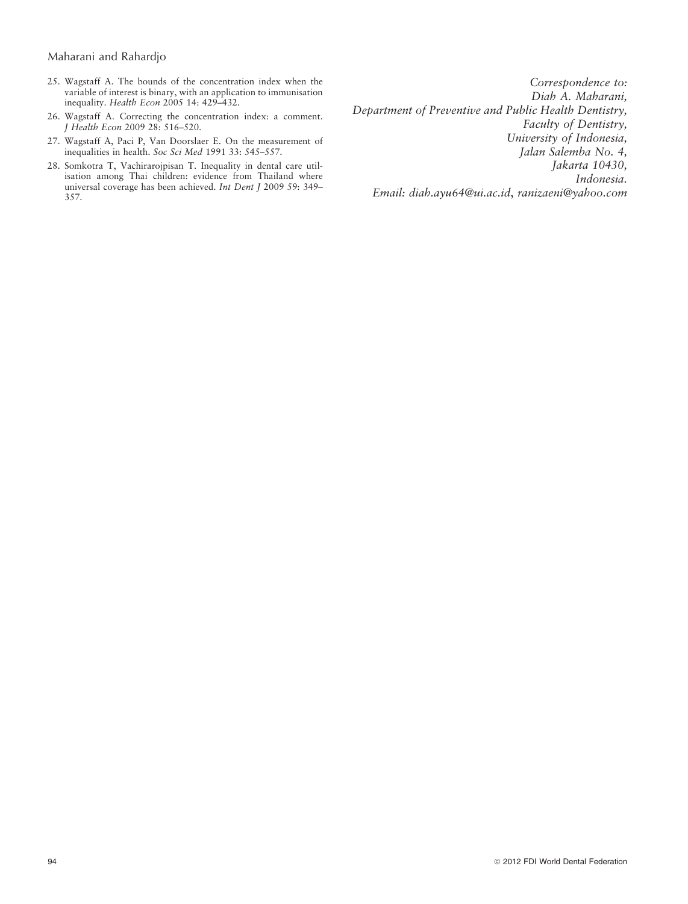25. Wagstaff A. The bounds of the concentration index when the variable of interest is binary, with an application to immunisation inequality. *Health Econ* 2005 14: 429–432.
26. Wagstaff A. Correcting the concentration index: a comment. *J Health Econ* 2009 28: 516–520.
27. Wagstaff A, Paci P, Van Doorslaer E. On the measurement of inequalities in health. *Soc Sci Med* 1991 33: 545–557.
28. Somkotra T, Vachirarojpisan T. Inequality in dental care utilisation among Thai children: evidence from Thailand where universal coverage has been achieved. *Int Dent J* 2009 59: 349–357.

*Correspondence to:*
*Diah A. Maharani,*
*Department of Preventive and Public Health Dentistry,*
*Faculty of Dentistry,*
*University of Indonesia,*
*Jalan Salemba No. 4,*
*Jakarta 10430,*
*Indonesia.*
*Email: diah.ayu64@ui.ac.id, ranizaeni@yahoo.com*